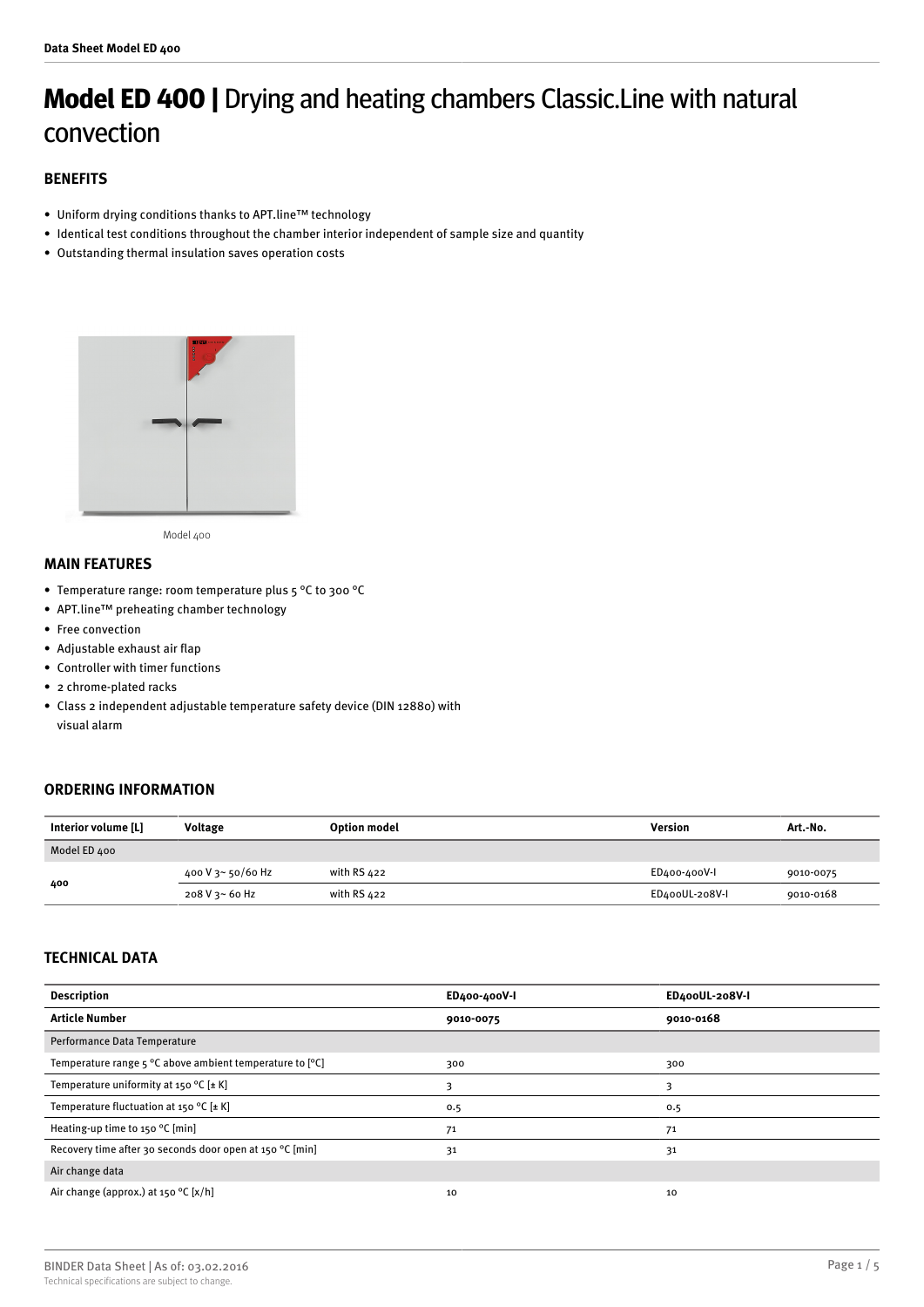# **Model ED 400 |** Drying and heating chambers Classic.Line with natural convection

## BENEFITS

- Uniform drying conditions thanks to APT.line™ technology
- Identical test conditions throughout the chamber interior independent of sample size and quantity
- Outstanding thermal insulation saves operation costs

Model 400

## MAIN FEATURES

- Temperature range: room temperature plus 5 °C to 300 °C
- APT.line™ preheating chamber technology
- Free convection
- Adjustable exhaust air flap
- Controller with timer functions
- 2 chrome-plated racks
- Class 2 independent adjustable temperature safety device (DIN 12880) with visual alarm

## ORDERING INFORMATION

| Interior volume [L] | Voltage | Option model | Version | Art.-No. |
|---|---|---|---|---|
| Model ED 400 | | | | |
| 400 | 400 V 3~ 50/60 Hz | with RS 422 | ED400-400V-I | 9010-0075 |
| | 208 V 3~ 60 Hz | with RS 422 | ED400UL-208V-I | 9010-0168 |

## TECHNICAL DATA

| Description | ED400-400V-I | ED400UL-208V-I |
|---|---|---|
| **Article Number** | **9010-0075** | **9010-0168** |
| Performance Data Temperature | | |
| Temperature range 5 °C above ambient temperature to [°C] | 300 | 300 |
| Temperature uniformity at 150 °C [± K] | 3 | 3 |
| Temperature fluctuation at 150 °C [± K] | 0.5 | 0.5 |
| Heating-up time to 150 °C [min] | 71 | 71 |
| Recovery time after 30 seconds door open at 150 °C [min] | 31 | 31 |
| Air change data | | |
| Air change (approx.) at 150 °C [x/h] | 10 | 10 |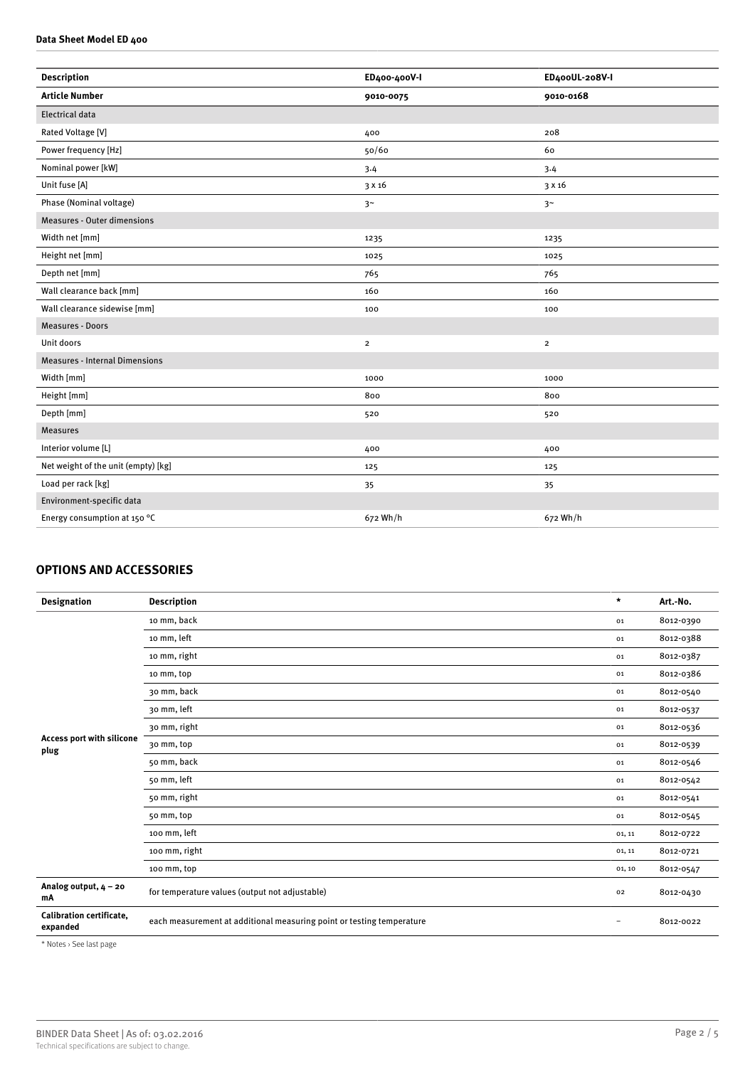**Data Sheet Model ED 400**

| Description | ED400-400V-I | ED400UL-208V-I |
|---|---|---|
| **Article Number** | **9010-0075** | **9010-0168** |
| Electrical data | | |
| Rated Voltage [V] | 400 | 208 |
| Power frequency [Hz] | 50/60 | 60 |
| Nominal power [kW] | 3.4 | 3.4 |
| Unit fuse [A] | 3 x 16 | 3 x 16 |
| Phase (Nominal voltage) | 3~ | 3~ |
| Measures - Outer dimensions | | |
| Width net [mm] | 1235 | 1235 |
| Height net [mm] | 1025 | 1025 |
| Depth net [mm] | 765 | 765 |
| Wall clearance back [mm] | 160 | 160 |
| Wall clearance sidewise [mm] | 100 | 100 |
| Measures - Doors | | |
| Unit doors | 2 | 2 |
| Measures - Internal Dimensions | | |
| Width [mm] | 1000 | 1000 |
| Height [mm] | 800 | 800 |
| Depth [mm] | 520 | 520 |
| Measures | | |
| Interior volume [L] | 400 | 400 |
| Net weight of the unit (empty) [kg] | 125 | 125 |
| Load per rack [kg] | 35 | 35 |
| Environment-specific data | | |
| Energy consumption at 150 °C | 672 Wh/h | 672 Wh/h |

## OPTIONS AND ACCESSORIES

| Designation | Description | * | Art.-No. |
|---|---|---|---|
| **Access port with silicone plug** | 10 mm, back | 01 | 8012-0390 |
| | 10 mm, left | 01 | 8012-0388 |
| | 10 mm, right | 01 | 8012-0387 |
| | 10 mm, top | 01 | 8012-0386 |
| | 30 mm, back | 01 | 8012-0540 |
| | 30 mm, left | 01 | 8012-0537 |
| | 30 mm, right | 01 | 8012-0536 |
| | 30 mm, top | 01 | 8012-0539 |
| | 50 mm, back | 01 | 8012-0546 |
| | 50 mm, left | 01 | 8012-0542 |
| | 50 mm, right | 01 | 8012-0541 |
| | 50 mm, top | 01 | 8012-0545 |
| | 100 mm, left | 01, 11 | 8012-0722 |
| | 100 mm, right | 01, 11 | 8012-0721 |
| | 100 mm, top | 01, 10 | 8012-0547 |
| **Analog output, 4 – 20 mA** | for temperature values (output not adjustable) | 02 | 8012-0430 |
| **Calibration certificate, expanded** | each measurement at additional measuring point or testing temperature | – | 8012-0022 |

* Notes › See last page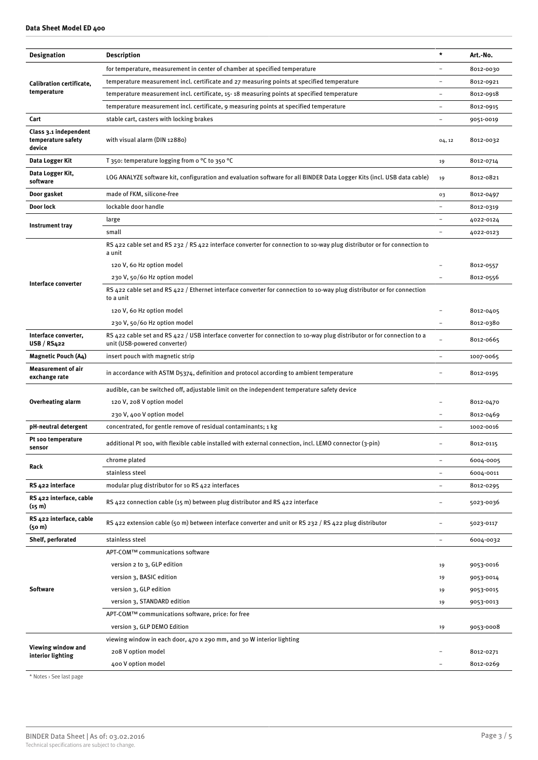| Designation | Description | * | Art.-No. |
|---|---|---|---|
| Calibration certificate, temperature | for temperature, measurement in center of chamber at specified temperature | – | 8012-0030 |
| | temperature measurement incl. certificate and 27 measuring points at specified temperature | – | 8012-0921 |
| | temperature measurement incl. certificate, 15- 18 measuring points at specified temperature | – | 8012-0918 |
| | temperature measurement incl. certificate, 9 measuring points at specified temperature | – | 8012-0915 |
| Cart | stable cart, casters with locking brakes | – | 9051-0019 |
| Class 3.1 independent temperature safety device | with visual alarm (DIN 12880) | 04, 12 | 8012-0032 |
| Data Logger Kit | T 350: temperature logging from 0 °C to 350 °C | 19 | 8012-0714 |
| Data Logger Kit, software | LOG ANALYZE software kit, configuration and evaluation software for all BINDER Data Logger Kits (incl. USB data cable) | 19 | 8012-0821 |
| Door gasket | made of FKM, silicone-free | 03 | 8012-0497 |
| Door lock | lockable door handle | – | 8012-0319 |
| Instrument tray | large | – | 4022-0124 |
| | small | – | 4022-0123 |
| Interface converter | RS 422 cable set and RS 232 / RS 422 interface converter for connection to 10-way plug distributor or for connection to a unit | | |
| | 120 V, 60 Hz option model | – | 8012-0557 |
| | 230 V, 50/60 Hz option model | – | 8012-0556 |
| | RS 422 cable set and RS 422 / Ethernet interface converter for connection to 10-way plug distributor or for connection to a unit | | |
| | 120 V, 60 Hz option model | – | 8012-0405 |
| | 230 V, 50/60 Hz option model | – | 8012-0380 |
| Interface converter, USB / RS422 | RS 422 cable set and RS 422 / USB interface converter for connection to 10-way plug distributor or for connection to a unit (USB-powered converter) | – | 8012-0665 |
| Magnetic Pouch (A4) | insert pouch with magnetic strip | – | 1007-0065 |
| Measurement of air exchange rate | in accordance with ASTM D5374, definition and protocol according to ambient temperature | – | 8012-0195 |
| Overheating alarm | audible, can be switched off, adjustable limit on the independent temperature safety device | | |
| | 120 V, 208 V option model | – | 8012-0470 |
| | 230 V, 400 V option model | – | 8012-0469 |
| pH-neutral detergent | concentrated, for gentle remove of residual contaminants; 1 kg | – | 1002-0016 |
| Pt 100 temperature sensor | additional Pt 100, with flexible cable installed with external connection, incl. LEMO connector (3-pin) | – | 8012-0115 |
| Rack | chrome plated | – | 6004-0005 |
| | stainless steel | – | 6004-0011 |
| RS 422 interface | modular plug distributor for 10 RS 422 interfaces | – | 8012-0295 |
| RS 422 interface, cable (15 m) | RS 422 connection cable (15 m) between plug distributor and RS 422 interface | – | 5023-0036 |
| RS 422 interface, cable (50 m) | RS 422 extension cable (50 m) between interface converter and unit or RS 232 / RS 422 plug distributor | – | 5023-0117 |
| Shelf, perforated | stainless steel | – | 6004-0032 |
| Software | APT-COM™ communications software | | |
| | version 2 to 3, GLP edition | 19 | 9053-0016 |
| | version 3, BASIC edition | 19 | 9053-0014 |
| | version 3, GLP edition | 19 | 9053-0015 |
| | version 3, STANDARD edition | 19 | 9053-0013 |
| | APT-COM™ communications software, price: for free | | |
| | version 3, GLP DEMO Edition | 19 | 9053-0008 |
| Viewing window and interior lighting | viewing window in each door, 470 x 290 mm, and 30 W interior lighting | | |
| | 208 V option model | – | 8012-0271 |
| | 400 V option model | – | 8012-0269 |

* Notes › See last page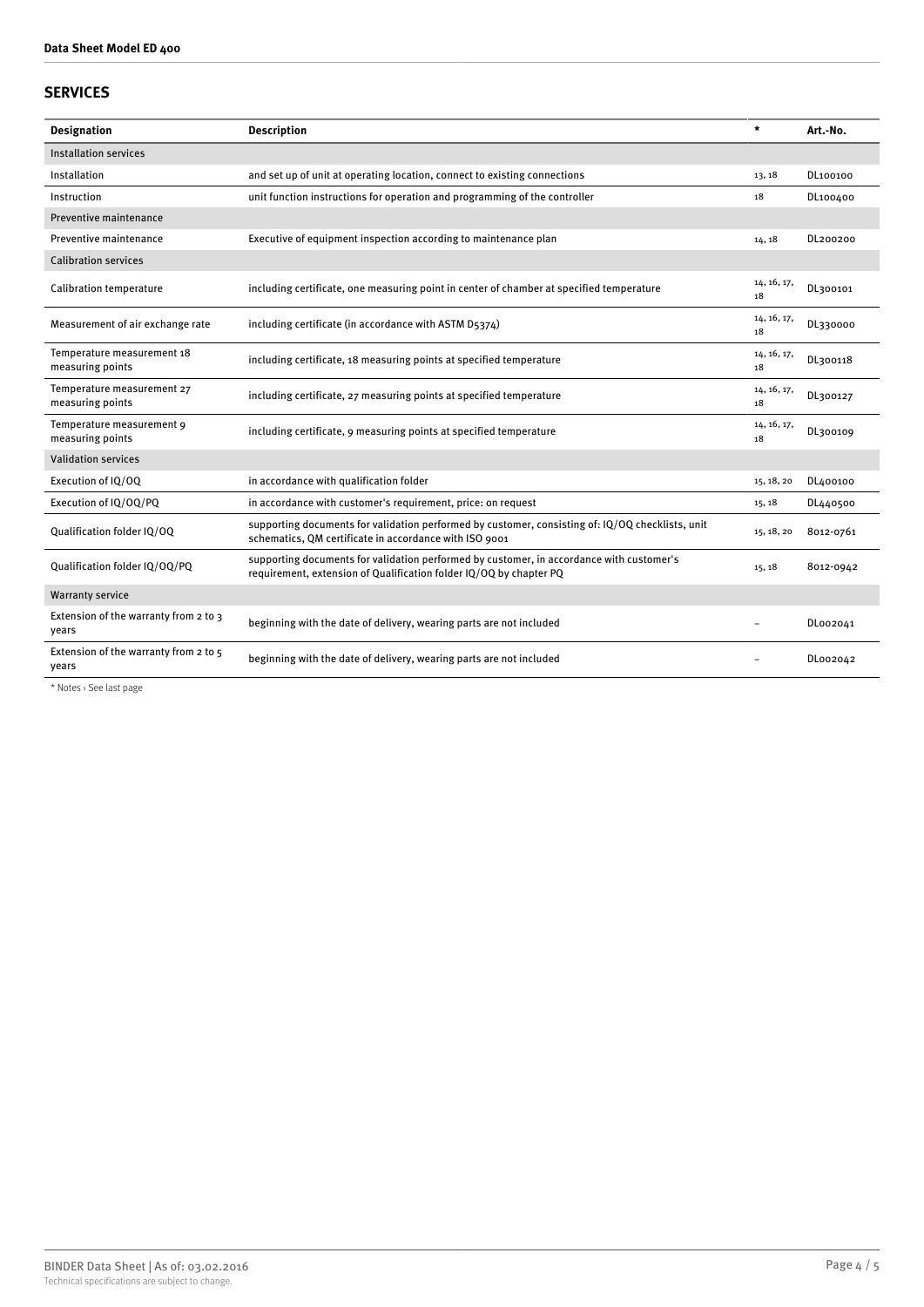## SERVICES

| Designation | Description | * | Art.-No. |
|---|---|---|---|
| Installation services | | | |
| Installation | and set up of unit at operating location, connect to existing connections | 13, 18 | DL100100 |
| Instruction | unit function instructions for operation and programming of the controller | 18 | DL100400 |
| Preventive maintenance | | | |
| Preventive maintenance | Executive of equipment inspection according to maintenance plan | 14, 18 | DL200200 |
| Calibration services | | | |
| Calibration temperature | including certificate, one measuring point in center of chamber at specified temperature | 14, 16, 17, 18 | DL300101 |
| Measurement of air exchange rate | including certificate (in accordance with ASTM D5374) | 14, 16, 17, 18 | DL330000 |
| Temperature measurement 18 measuring points | including certificate, 18 measuring points at specified temperature | 14, 16, 17, 18 | DL300118 |
| Temperature measurement 27 measuring points | including certificate, 27 measuring points at specified temperature | 14, 16, 17, 18 | DL300127 |
| Temperature measurement 9 measuring points | including certificate, 9 measuring points at specified temperature | 14, 16, 17, 18 | DL300109 |
| Validation services | | | |
| Execution of IQ/OQ | in accordance with qualification folder | 15, 18, 20 | DL400100 |
| Execution of IQ/OQ/PQ | in accordance with customer's requirement, price: on request | 15, 18 | DL440500 |
| Qualification folder IQ/OQ | supporting documents for validation performed by customer, consisting of: IQ/OQ checklists, unit schematics, QM certificate in accordance with ISO 9001 | 15, 18, 20 | 8012-0761 |
| Qualification folder IQ/OQ/PQ | supporting documents for validation performed by customer, in accordance with customer's requirement, extension of Qualification folder IQ/OQ by chapter PQ | 15, 18 | 8012-0942 |
| Warranty service | | | |
| Extension of the warranty from 2 to 3 years | beginning with the date of delivery, wearing parts are not included | – | DL002041 |
| Extension of the warranty from 2 to 5 years | beginning with the date of delivery, wearing parts are not included | – | DL002042 |

* Notes › See last page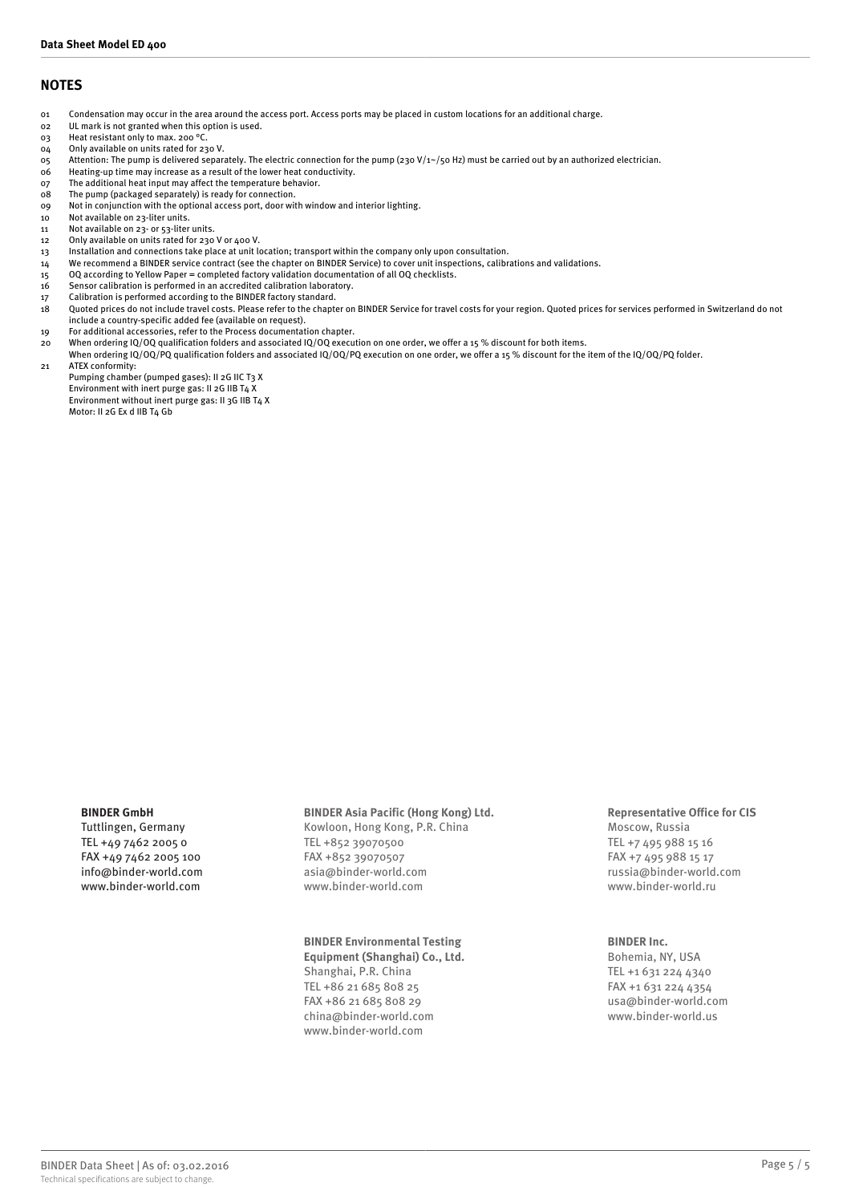## NOTES

01 Condensation may occur in the area around the access port. Access ports may be placed in custom locations for an additional charge.
02 UL mark is not granted when this option is used.
03 Heat resistant only to max. 200 °C.
04 Only available on units rated for 230 V.
05 Attention: The pump is delivered separately. The electric connection for the pump (230 V/1~/50 Hz) must be carried out by an authorized electrician.
06 Heating-up time may increase as a result of the lower heat conductivity.
07 The additional heat input may affect the temperature behavior.
08 The pump (packaged separately) is ready for connection.
09 Not in conjunction with the optional access port, door with window and interior lighting.
10 Not available on 23-liter units.
11 Not available on 23- or 53-liter units.
12 Only available on units rated for 230 V or 400 V.
13 Installation and connections take place at unit location; transport within the company only upon consultation.
14 We recommend a BINDER service contract (see the chapter on BINDER Service) to cover unit inspections, calibrations and validations.
15 OQ according to Yellow Paper = completed factory validation documentation of all OQ checklists.
16 Sensor calibration is performed in an accredited calibration laboratory.
17 Calibration is performed according to the BINDER factory standard.
18 Quoted prices do not include travel costs. Please refer to the chapter on BINDER Service for travel costs for your region. Quoted prices for services performed in Switzerland do not include a country-specific added fee (available on request).
19 For additional accessories, refer to the Process documentation chapter.
20 When ordering IQ/OQ qualification folders and associated IQ/OQ execution on one order, we offer a 15 % discount for both items.
When ordering IQ/OQ/PQ qualification folders and associated IQ/OQ/PQ execution on one order, we offer a 15 % discount for the item of the IQ/OQ/PQ folder.
21 ATEX conformity:
Pumping chamber (pumped gases): II 2G IIC T3 X
Environment with inert purge gas: II 2G IIB T4 X
Environment without inert purge gas: II 3G IIB T4 X
Motor: II 2G Ex d IIB T4 Gb

**BINDER GmbH**
Tuttlingen, Germany
TEL +49 7462 2005 0
FAX +49 7462 2005 100
info@binder-world.com
www.binder-world.com

**BINDER Asia Pacific (Hong Kong) Ltd.**
Kowloon, Hong Kong, P.R. China
TEL +852 39070500
FAX +852 39070507
asia@binder-world.com
www.binder-world.com

**BINDER Environmental Testing Equipment (Shanghai) Co., Ltd.**
Shanghai, P.R. China
TEL +86 21 685 808 25
FAX +86 21 685 808 29
china@binder-world.com
www.binder-world.com

**Representative Office for CIS**
Moscow, Russia
TEL +7 495 988 15 16
FAX +7 495 988 15 17
russia@binder-world.com
www.binder-world.ru

**BINDER Inc.**
Bohemia, NY, USA
TEL +1 631 224 4340
FAX +1 631 224 4354
usa@binder-world.com
www.binder-world.us

BINDER Data Sheet | As of: 03.02.2016
Technical specifications are subject to change.